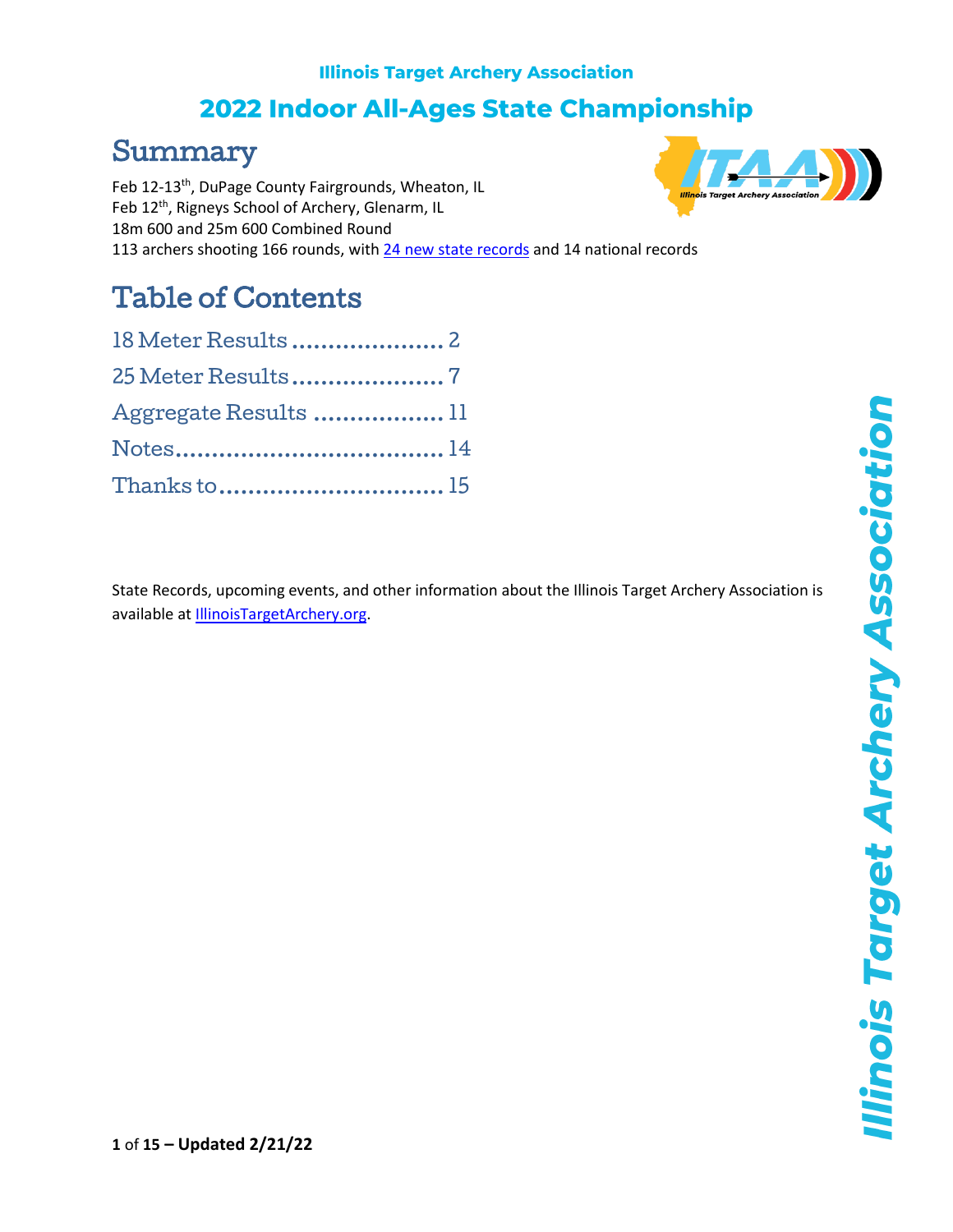Illinois Target Archery Association

# 2022 Indoor All-Ages State Championship

## Summary

Feb 12-13th, DuPage County Fairgrounds, Wheaton, IL
Feb 12th, Rigneys School of Archery, Glenarm, IL
18m 600 and 25m 600 Combined Round
113 archers shooting 166 rounds, with 24 new state records and 14 national records

## Table of Contents

18 Meter Results .................... 2
25 Meter Results .................... 7
Aggregate Results .................. 11
Notes .................................. 14
Thanks to ............................. 15

State Records, upcoming events, and other information about the Illinois Target Archery Association is available at IllinoisTargetArchery.org.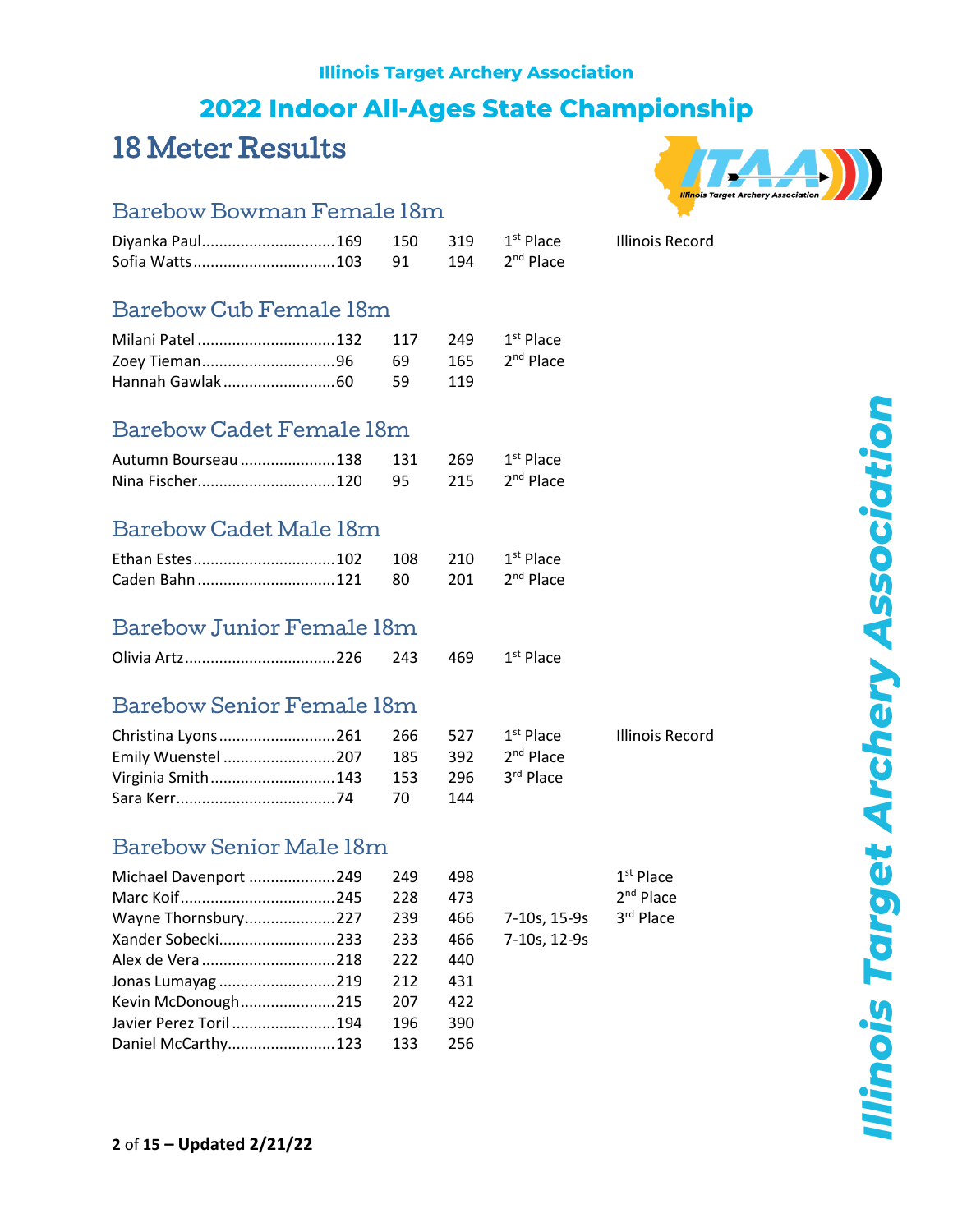**Illinois Target Archery Association**

## 2022 Indoor All-Ages State Championship

# 18 Meter Results

### Barebow Bowman Female 18m

| Name | Round 1 | Round 2 | Total | Place | Notes |
|---|---|---|---|---|---|
| Diyanka Paul | 169 | 150 | 319 | 1st Place | Illinois Record |
| Sofia Watts | 103 | 91 | 194 | 2nd Place | |

### Barebow Cub Female 18m

| Name | Round 1 | Round 2 | Total | Place |
|---|---|---|---|---|
| Milani Patel | 132 | 117 | 249 | 1st Place |
| Zoey Tieman | 96 | 69 | 165 | 2nd Place |
| Hannah Gawlak | 60 | 59 | 119 | |

### Barebow Cadet Female 18m

| Name | Round 1 | Round 2 | Total | Place |
|---|---|---|---|---|
| Autumn Bourseau | 138 | 131 | 269 | 1st Place |
| Nina Fischer | 120 | 95 | 215 | 2nd Place |

### Barebow Cadet Male 18m

| Name | Round 1 | Round 2 | Total | Place |
|---|---|---|---|---|
| Ethan Estes | 102 | 108 | 210 | 1st Place |
| Caden Bahn | 121 | 80 | 201 | 2nd Place |

### Barebow Junior Female 18m

| Name | Round 1 | Round 2 | Total | Place |
|---|---|---|---|---|
| Olivia Artz | 226 | 243 | 469 | 1st Place |

### Barebow Senior Female 18m

| Name | Round 1 | Round 2 | Total | Place | Notes |
|---|---|---|---|---|---|
| Christina Lyons | 261 | 266 | 527 | 1st Place | Illinois Record |
| Emily Wuenstel | 207 | 185 | 392 | 2nd Place | |
| Virginia Smith | 143 | 153 | 296 | 3rd Place | |
| Sara Kerr | 74 | 70 | 144 | | |

### Barebow Senior Male 18m

| Name | Round 1 | Round 2 | Total | Tiebreak | Place |
|---|---|---|---|---|---|
| Michael Davenport | 249 | 249 | 498 | | 1st Place |
| Marc Koif | 245 | 228 | 473 | | 2nd Place |
| Wayne Thornsbury | 227 | 239 | 466 | 7-10s, 15-9s | 3rd Place |
| Xander Sobecki | 233 | 233 | 466 | 7-10s, 12-9s | |
| Alex de Vera | 218 | 222 | 440 | | |
| Jonas Lumayag | 219 | 212 | 431 | | |
| Kevin McDonough | 215 | 207 | 422 | | |
| Javier Perez Toril | 194 | 196 | 390 | | |
| Daniel McCarthy | 123 | 133 | 256 | | |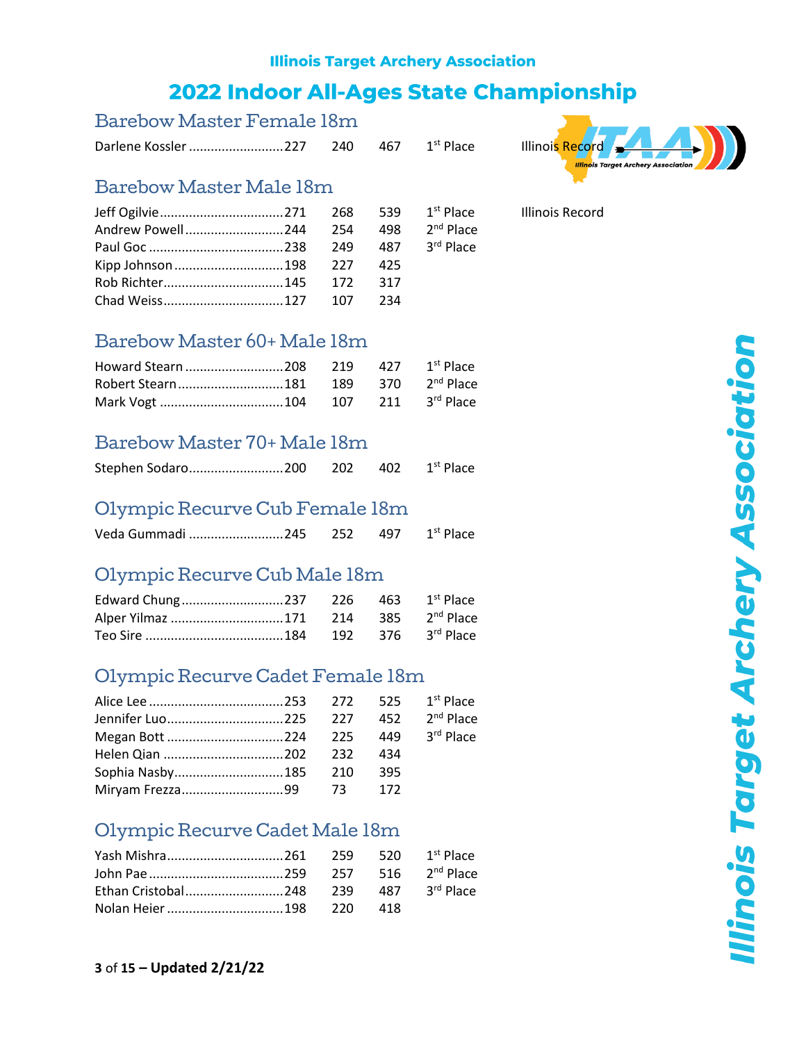Illinois Target Archery Association

# 2022 Indoor All-Ages State Championship

## Barebow Master Female 18m

| Name | Score 1 | Score 2 | Total | Place | Note |
|---|---|---|---|---|---|
| Darlene Kossler | 227 | 240 | 467 | 1st Place | Illinois Record |

## Barebow Master Male 18m

| Name | Score 1 | Score 2 | Total | Place | Note |
|---|---|---|---|---|---|
| Jeff Ogilvie | 271 | 268 | 539 | 1st Place | Illinois Record |
| Andrew Powell | 244 | 254 | 498 | 2nd Place | |
| Paul Goc | 238 | 249 | 487 | 3rd Place | |
| Kipp Johnson | 198 | 227 | 425 | | |
| Rob Richter | 145 | 172 | 317 | | |
| Chad Weiss | 127 | 107 | 234 | | |

## Barebow Master 60+ Male 18m

| Name | Score 1 | Score 2 | Total | Place |
|---|---|---|---|---|
| Howard Stearn | 208 | 219 | 427 | 1st Place |
| Robert Stearn | 181 | 189 | 370 | 2nd Place |
| Mark Vogt | 104 | 107 | 211 | 3rd Place |

## Barebow Master 70+ Male 18m

| Name | Score 1 | Score 2 | Total | Place |
|---|---|---|---|---|
| Stephen Sodaro | 200 | 202 | 402 | 1st Place |

## Olympic Recurve Cub Female 18m

| Name | Score 1 | Score 2 | Total | Place |
|---|---|---|---|---|
| Veda Gummadi | 245 | 252 | 497 | 1st Place |

## Olympic Recurve Cub Male 18m

| Name | Score 1 | Score 2 | Total | Place |
|---|---|---|---|---|
| Edward Chung | 237 | 226 | 463 | 1st Place |
| Alper Yilmaz | 171 | 214 | 385 | 2nd Place |
| Teo Sire | 184 | 192 | 376 | 3rd Place |

## Olympic Recurve Cadet Female 18m

| Name | Score 1 | Score 2 | Total | Place |
|---|---|---|---|---|
| Alice Lee | 253 | 272 | 525 | 1st Place |
| Jennifer Luo | 225 | 227 | 452 | 2nd Place |
| Megan Bott | 224 | 225 | 449 | 3rd Place |
| Helen Qian | 202 | 232 | 434 | |
| Sophia Nasby | 185 | 210 | 395 | |
| Miryam Frezza | 99 | 73 | 172 | |

## Olympic Recurve Cadet Male 18m

| Name | Score 1 | Score 2 | Total | Place |
|---|---|---|---|---|
| Yash Mishra | 261 | 259 | 520 | 1st Place |
| John Pae | 259 | 257 | 516 | 2nd Place |
| Ethan Cristobal | 248 | 239 | 487 | 3rd Place |
| Nolan Heier | 198 | 220 | 418 | |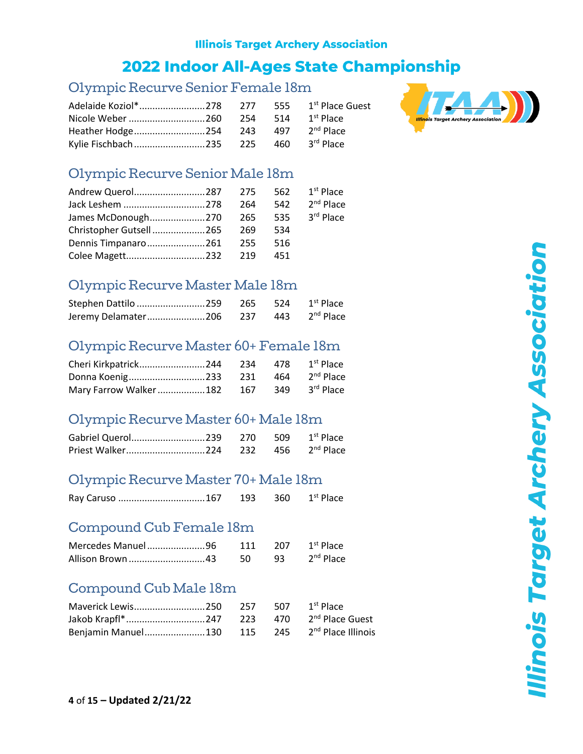Illinois Target Archery Association

# 2022 Indoor All-Ages State Championship

## Olympic Recurve Senior Female 18m

| Name | | | Total | Place |
|---|---|---|---|---|
| Adelaide Koziol* | 278 | 277 | 555 | 1st Place Guest |
| Nicole Weber | 260 | 254 | 514 | 1st Place |
| Heather Hodge | 254 | 243 | 497 | 2nd Place |
| Kylie Fischbach | 235 | 225 | 460 | 3rd Place |

## Olympic Recurve Senior Male 18m

| Name | | | Total | Place |
|---|---|---|---|---|
| Andrew Querol | 287 | 275 | 562 | 1st Place |
| Jack Leshem | 278 | 264 | 542 | 2nd Place |
| James McDonough | 270 | 265 | 535 | 3rd Place |
| Christopher Gutsell | 265 | 269 | 534 | |
| Dennis Timpanaro | 261 | 255 | 516 | |
| Colee Magett | 232 | 219 | 451 | |

## Olympic Recurve Master Male 18m

| Name | | | Total | Place |
|---|---|---|---|---|
| Stephen Dattilo | 259 | 265 | 524 | 1st Place |
| Jeremy Delamater | 206 | 237 | 443 | 2nd Place |

## Olympic Recurve Master 60+ Female 18m

| Name | | | Total | Place |
|---|---|---|---|---|
| Cheri Kirkpatrick | 244 | 234 | 478 | 1st Place |
| Donna Koenig | 233 | 231 | 464 | 2nd Place |
| Mary Farrow Walker | 182 | 167 | 349 | 3rd Place |

## Olympic Recurve Master 60+ Male 18m

| Name | | | Total | Place |
|---|---|---|---|---|
| Gabriel Querol | 239 | 270 | 509 | 1st Place |
| Priest Walker | 224 | 232 | 456 | 2nd Place |

## Olympic Recurve Master 70+ Male 18m

| Name | | | Total | Place |
|---|---|---|---|---|
| Ray Caruso | 167 | 193 | 360 | 1st Place |

## Compound Cub Female 18m

| Name | | | Total | Place |
|---|---|---|---|---|
| Mercedes Manuel | 96 | 111 | 207 | 1st Place |
| Allison Brown | 43 | 50 | 93 | 2nd Place |

## Compound Cub Male 18m

| Name | | | Total | Place |
|---|---|---|---|---|
| Maverick Lewis | 250 | 257 | 507 | 1st Place |
| Jakob Krapfl* | 247 | 223 | 470 | 2nd Place Guest |
| Benjamin Manuel | 130 | 115 | 245 | 2nd Place Illinois |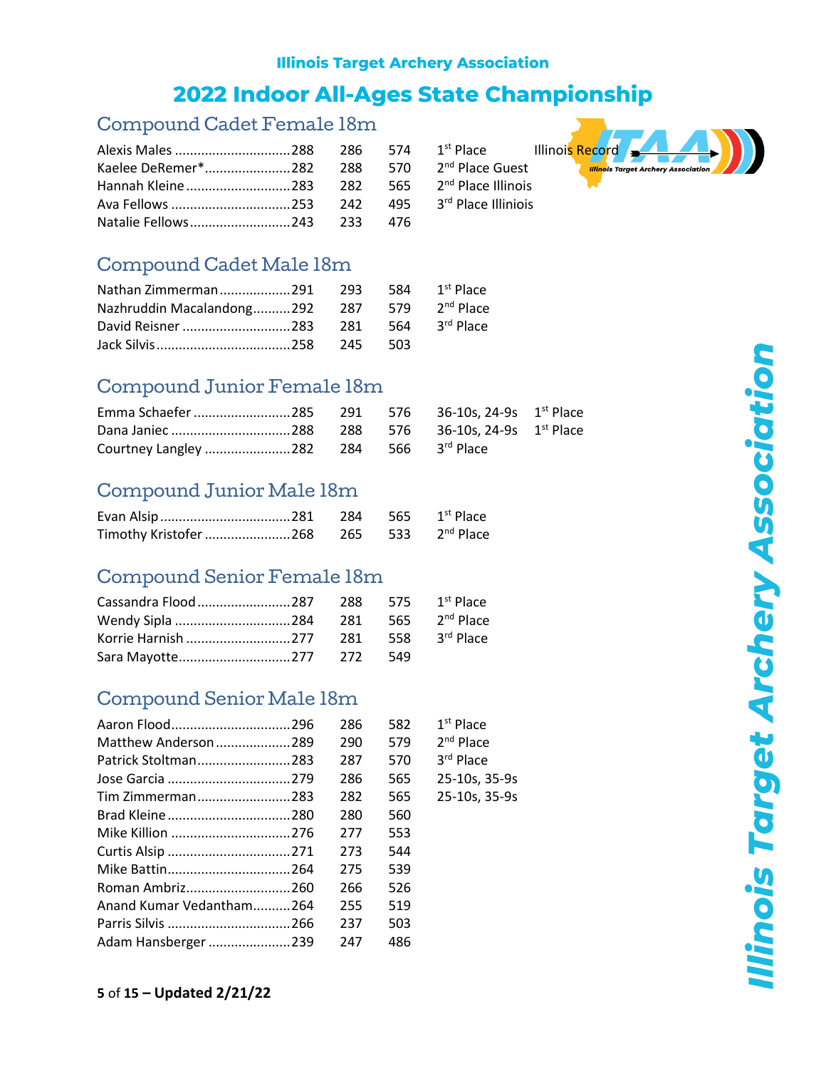Illinois Target Archery Association

# 2022 Indoor All-Ages State Championship

## Compound Cadet Female 18m

| Name | 1 | 2 | Total | Place | |
|---|---|---|---|---|---|
| Alexis Males | 288 | 286 | 574 | 1st Place | Illinois Record |
| Kaelee DeRemer* | 282 | 288 | 570 | 2nd Place Guest | |
| Hannah Kleine | 283 | 282 | 565 | 2nd Place Illinois | |
| Ava Fellows | 253 | 242 | 495 | 3rd Place Illiniois | |
| Natalie Fellows | 243 | 233 | 476 | | |

## Compound Cadet Male 18m

| Name | 1 | 2 | Total | Place |
|---|---|---|---|---|
| Nathan Zimmerman | 291 | 293 | 584 | 1st Place |
| Nazhruddin Macalandong | 292 | 287 | 579 | 2nd Place |
| David Reisner | 283 | 281 | 564 | 3rd Place |
| Jack Silvis | 258 | 245 | 503 | |

## Compound Junior Female 18m

| Name | 1 | 2 | Total | Tiebreak | Place |
|---|---|---|---|---|---|
| Emma Schaefer | 285 | 291 | 576 | 36-10s, 24-9s | 1st Place |
| Dana Janiec | 288 | 288 | 576 | 36-10s, 24-9s | 1st Place |
| Courtney Langley | 282 | 284 | 566 | 3rd Place | |

## Compound Junior Male 18m

| Name | 1 | 2 | Total | Place |
|---|---|---|---|---|
| Evan Alsip | 281 | 284 | 565 | 1st Place |
| Timothy Kristofer | 268 | 265 | 533 | 2nd Place |

## Compound Senior Female 18m

| Name | 1 | 2 | Total | Place |
|---|---|---|---|---|
| Cassandra Flood | 287 | 288 | 575 | 1st Place |
| Wendy Sipla | 284 | 281 | 565 | 2nd Place |
| Korrie Harnish | 277 | 281 | 558 | 3rd Place |
| Sara Mayotte | 277 | 272 | 549 | |

## Compound Senior Male 18m

| Name | 1 | 2 | Total | Place |
|---|---|---|---|---|
| Aaron Flood | 296 | 286 | 582 | 1st Place |
| Matthew Anderson | 289 | 290 | 579 | 2nd Place |
| Patrick Stoltman | 283 | 287 | 570 | 3rd Place |
| Jose Garcia | 279 | 286 | 565 | 25-10s, 35-9s |
| Tim Zimmerman | 283 | 282 | 565 | 25-10s, 35-9s |
| Brad Kleine | 280 | 280 | 560 | |
| Mike Killion | 276 | 277 | 553 | |
| Curtis Alsip | 271 | 273 | 544 | |
| Mike Battin | 264 | 275 | 539 | |
| Roman Ambriz | 260 | 266 | 526 | |
| Anand Kumar Vedantham | 264 | 255 | 519 | |
| Parris Silvis | 266 | 237 | 503 | |
| Adam Hansberger | 239 | 247 | 486 | |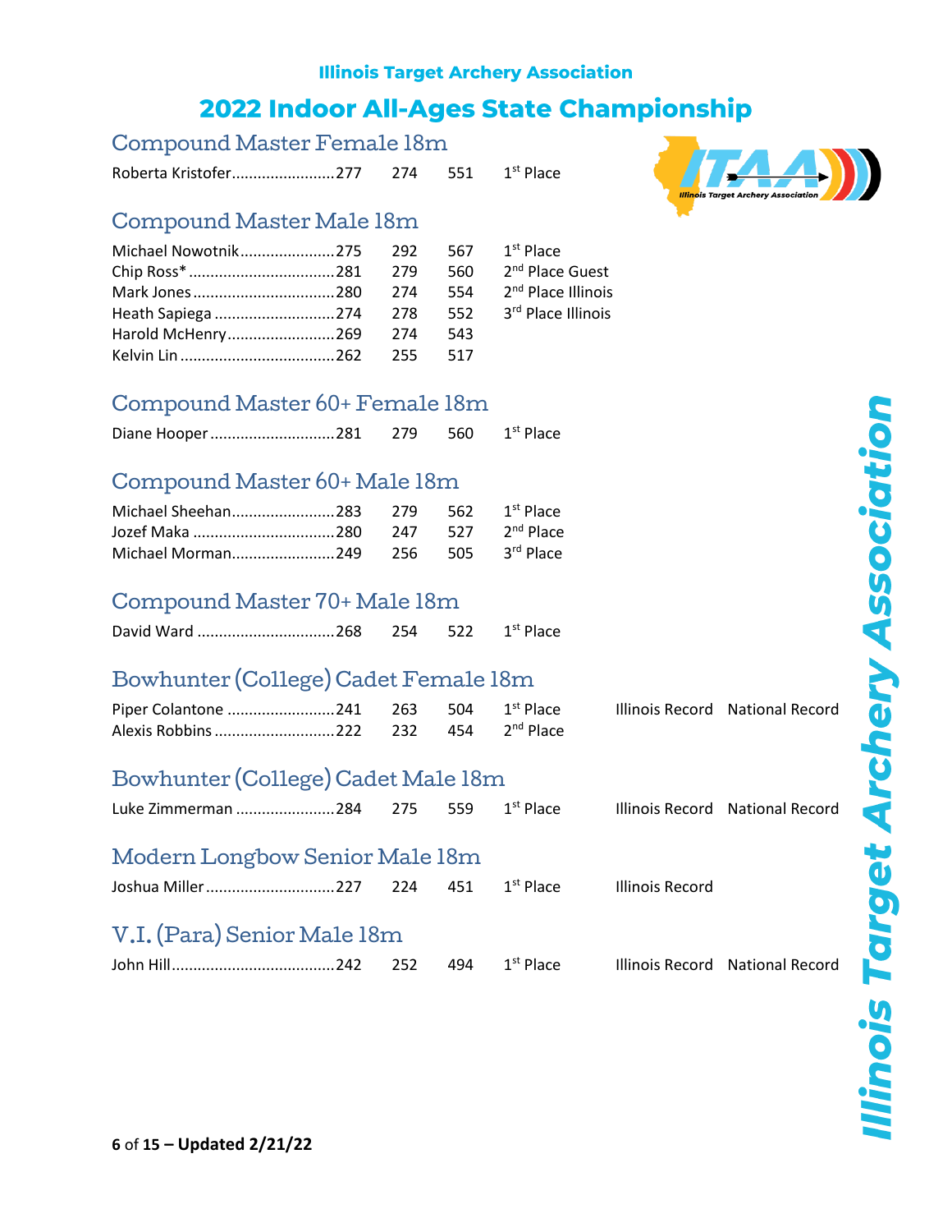Illinois Target Archery Association

# 2022 Indoor All-Ages State Championship

## Compound Master Female 18m

| Name | | | | | | |
|---|---|---|---|---|---|---|
| Roberta Kristofer | 277 | 274 | 551 | 1st Place | | |

## Compound Master Male 18m

| Name | | | | | | |
|---|---|---|---|---|---|---|
| Michael Nowotnik | 275 | 292 | 567 | 1st Place | | |
| Chip Ross* | 281 | 279 | 560 | 2nd Place Guest | | |
| Mark Jones | 280 | 274 | 554 | 2nd Place Illinois | | |
| Heath Sapiega | 274 | 278 | 552 | 3rd Place Illinois | | |
| Harold McHenry | 269 | 274 | 543 | | | |
| Kelvin Lin | 262 | 255 | 517 | | | |

## Compound Master 60+ Female 18m

| Name | | | | | | |
|---|---|---|---|---|---|---|
| Diane Hooper | 281 | 279 | 560 | 1st Place | | |

## Compound Master 60+ Male 18m

| Name | | | | | | |
|---|---|---|---|---|---|---|
| Michael Sheehan | 283 | 279 | 562 | 1st Place | | |
| Jozef Maka | 280 | 247 | 527 | 2nd Place | | |
| Michael Morman | 249 | 256 | 505 | 3rd Place | | |

## Compound Master 70+ Male 18m

| Name | | | | | | |
|---|---|---|---|---|---|---|
| David Ward | 268 | 254 | 522 | 1st Place | | |

## Bowhunter (College) Cadet Female 18m

| Name | | | | | | |
|---|---|---|---|---|---|---|
| Piper Colantone | 241 | 263 | 504 | 1st Place | Illinois Record | National Record |
| Alexis Robbins | 222 | 232 | 454 | 2nd Place | | |

## Bowhunter (College) Cadet Male 18m

| Name | | | | | | |
|---|---|---|---|---|---|---|
| Luke Zimmerman | 284 | 275 | 559 | 1st Place | Illinois Record | National Record |

## Modern Longbow Senior Male 18m

| Name | | | | | | |
|---|---|---|---|---|---|---|
| Joshua Miller | 227 | 224 | 451 | 1st Place | Illinois Record | |

## V.I. (Para) Senior Male 18m

| Name | | | | | | |
|---|---|---|---|---|---|---|
| John Hill | 242 | 252 | 494 | 1st Place | Illinois Record | National Record |

Illinois Target Archery Association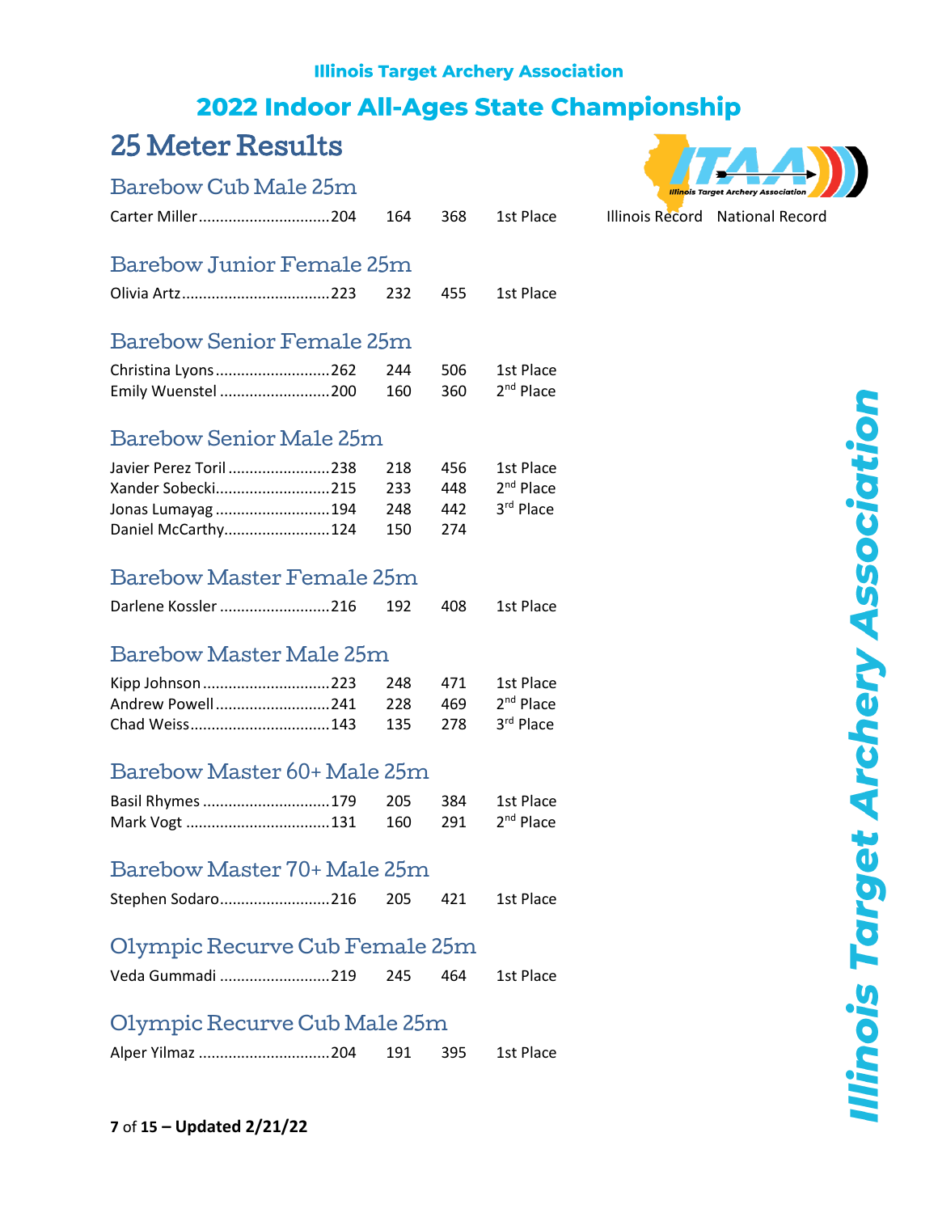Illinois Target Archery Association

# 2022 Indoor All-Ages State Championship

## 25 Meter Results

### Barebow Cub Male 25m

| | | | | | | |
|---|---|---|---|---|---|---|
| Carter Miller | 204 | 164 | 368 | 1st Place | Illinois Record | National Record |

### Barebow Junior Female 25m

| | | | | |
|---|---|---|---|---|
| Olivia Artz | 223 | 232 | 455 | 1st Place |

### Barebow Senior Female 25m

| | | | | |
|---|---|---|---|---|
| Christina Lyons | 262 | 244 | 506 | 1st Place |
| Emily Wuenstel | 200 | 160 | 360 | 2nd Place |

### Barebow Senior Male 25m

| | | | | |
|---|---|---|---|---|
| Javier Perez Toril | 238 | 218 | 456 | 1st Place |
| Xander Sobecki | 215 | 233 | 448 | 2nd Place |
| Jonas Lumayag | 194 | 248 | 442 | 3rd Place |
| Daniel McCarthy | 124 | 150 | 274 | |

### Barebow Master Female 25m

| | | | | |
|---|---|---|---|---|
| Darlene Kossler | 216 | 192 | 408 | 1st Place |

### Barebow Master Male 25m

| | | | | |
|---|---|---|---|---|
| Kipp Johnson | 223 | 248 | 471 | 1st Place |
| Andrew Powell | 241 | 228 | 469 | 2nd Place |
| Chad Weiss | 143 | 135 | 278 | 3rd Place |

### Barebow Master 60+ Male 25m

| | | | | |
|---|---|---|---|---|
| Basil Rhymes | 179 | 205 | 384 | 1st Place |
| Mark Vogt | 131 | 160 | 291 | 2nd Place |

### Barebow Master 70+ Male 25m

| | | | | |
|---|---|---|---|---|
| Stephen Sodaro | 216 | 205 | 421 | 1st Place |

### Olympic Recurve Cub Female 25m

| | | | | |
|---|---|---|---|---|
| Veda Gummadi | 219 | 245 | 464 | 1st Place |

### Olympic Recurve Cub Male 25m

| | | | | |
|---|---|---|---|---|
| Alper Yilmaz | 204 | 191 | 395 | 1st Place |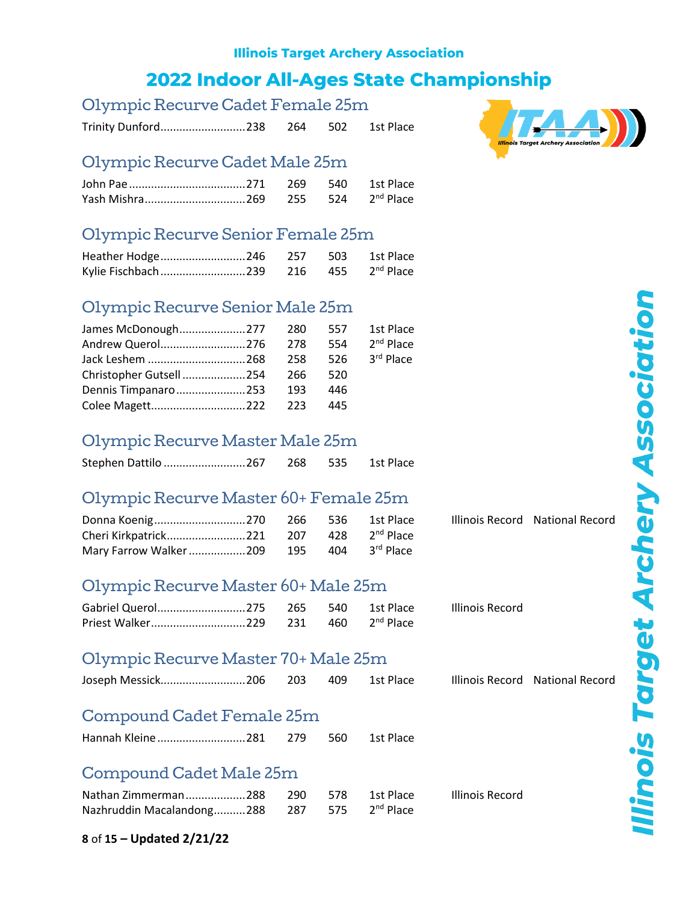**Illinois Target Archery Association**

# 2022 Indoor All-Ages State Championship

## Olympic Recurve Cadet Female 25m

| Name | Score 1 | Score 2 | Total | Place | | |
|---|---|---|---|---|---|---|
| Trinity Dunford | 238 | 264 | 502 | 1st Place | | |

## Olympic Recurve Cadet Male 25m

| Name | Score 1 | Score 2 | Total | Place | | |
|---|---|---|---|---|---|---|
| John Pae | 271 | 269 | 540 | 1st Place | | |
| Yash Mishra | 269 | 255 | 524 | 2nd Place | | |

## Olympic Recurve Senior Female 25m

| Name | Score 1 | Score 2 | Total | Place | | |
|---|---|---|---|---|---|---|
| Heather Hodge | 246 | 257 | 503 | 1st Place | | |
| Kylie Fischbach | 239 | 216 | 455 | 2nd Place | | |

## Olympic Recurve Senior Male 25m

| Name | Score 1 | Score 2 | Total | Place | | |
|---|---|---|---|---|---|---|
| James McDonough | 277 | 280 | 557 | 1st Place | | |
| Andrew Querol | 276 | 278 | 554 | 2nd Place | | |
| Jack Leshem | 268 | 258 | 526 | 3rd Place | | |
| Christopher Gutsell | 254 | 266 | 520 | | | |
| Dennis Timpanaro | 253 | 193 | 446 | | | |
| Colee Magett | 222 | 223 | 445 | | | |

## Olympic Recurve Master Male 25m

| Name | Score 1 | Score 2 | Total | Place | | |
|---|---|---|---|---|---|---|
| Stephen Dattilo | 267 | 268 | 535 | 1st Place | | |

## Olympic Recurve Master 60+ Female 25m

| Name | Score 1 | Score 2 | Total | Place | | |
|---|---|---|---|---|---|---|
| Donna Koenig | 270 | 266 | 536 | 1st Place | Illinois Record | National Record |
| Cheri Kirkpatrick | 221 | 207 | 428 | 2nd Place | | |
| Mary Farrow Walker | 209 | 195 | 404 | 3rd Place | | |

## Olympic Recurve Master 60+ Male 25m

| Name | Score 1 | Score 2 | Total | Place | | |
|---|---|---|---|---|---|---|
| Gabriel Querol | 275 | 265 | 540 | 1st Place | Illinois Record | |
| Priest Walker | 229 | 231 | 460 | 2nd Place | | |

## Olympic Recurve Master 70+ Male 25m

| Name | Score 1 | Score 2 | Total | Place | | |
|---|---|---|---|---|---|---|
| Joseph Messick | 206 | 203 | 409 | 1st Place | Illinois Record | National Record |

## Compound Cadet Female 25m

| Name | Score 1 | Score 2 | Total | Place | | |
|---|---|---|---|---|---|---|
| Hannah Kleine | 281 | 279 | 560 | 1st Place | | |

## Compound Cadet Male 25m

| Name | Score 1 | Score 2 | Total | Place | | |
|---|---|---|---|---|---|---|
| Nathan Zimmerman | 288 | 290 | 578 | 1st Place | Illinois Record | |
| Nazhruddin Macalandong | 288 | 287 | 575 | 2nd Place | | |

**Updated 2/21/22**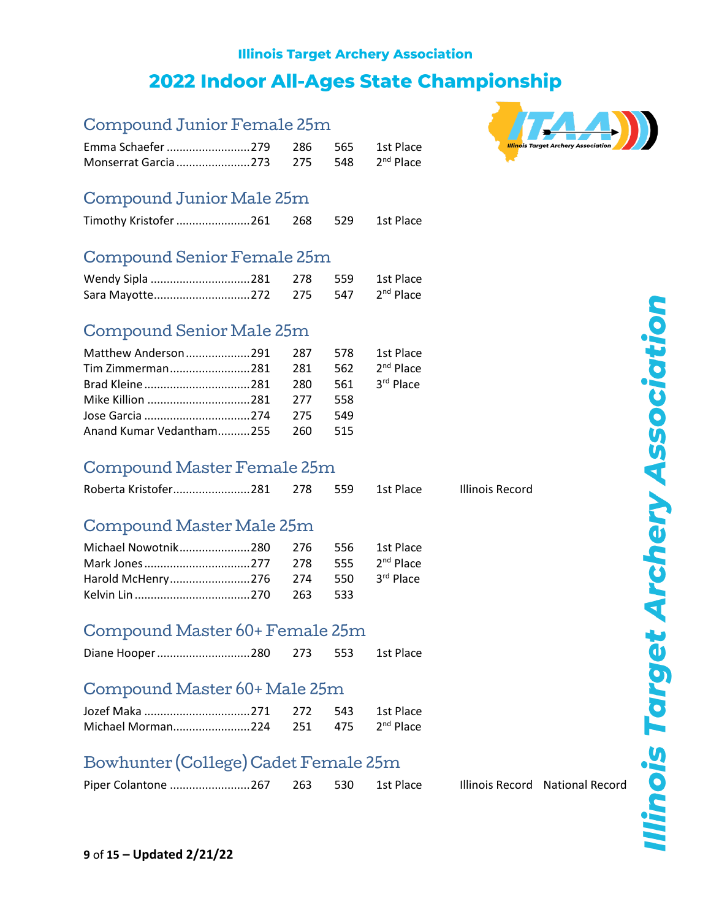### Illinois Target Archery Association

# 2022 Indoor All-Ages State Championship

## Compound Junior Female 25m

| Name | Score 1 | Score 2 | Total | Place | Record | |
|---|---|---|---|---|---|---|
| Emma Schaefer | 279 | 286 | 565 | 1st Place | | |
| Monserrat Garcia | 273 | 275 | 548 | 2nd Place | | |

## Compound Junior Male 25m

| Name | Score 1 | Score 2 | Total | Place | Record | |
|---|---|---|---|---|---|---|
| Timothy Kristofer | 261 | 268 | 529 | 1st Place | | |

## Compound Senior Female 25m

| Name | Score 1 | Score 2 | Total | Place | Record | |
|---|---|---|---|---|---|---|
| Wendy Sipla | 281 | 278 | 559 | 1st Place | | |
| Sara Mayotte | 272 | 275 | 547 | 2nd Place | | |

## Compound Senior Male 25m

| Name | Score 1 | Score 2 | Total | Place | Record | |
|---|---|---|---|---|---|---|
| Matthew Anderson | 291 | 287 | 578 | 1st Place | | |
| Tim Zimmerman | 281 | 281 | 562 | 2nd Place | | |
| Brad Kleine | 281 | 280 | 561 | 3rd Place | | |
| Mike Killion | 281 | 277 | 558 | | | |
| Jose Garcia | 274 | 275 | 549 | | | |
| Anand Kumar Vedantham | 255 | 260 | 515 | | | |

## Compound Master Female 25m

| Name | Score 1 | Score 2 | Total | Place | Record | |
|---|---|---|---|---|---|---|
| Roberta Kristofer | 281 | 278 | 559 | 1st Place | Illinois Record | |

## Compound Master Male 25m

| Name | Score 1 | Score 2 | Total | Place | Record | |
|---|---|---|---|---|---|---|
| Michael Nowotnik | 280 | 276 | 556 | 1st Place | | |
| Mark Jones | 277 | 278 | 555 | 2nd Place | | |
| Harold McHenry | 276 | 274 | 550 | 3rd Place | | |
| Kelvin Lin | 270 | 263 | 533 | | | |

## Compound Master 60+ Female 25m

| Name | Score 1 | Score 2 | Total | Place | Record | |
|---|---|---|---|---|---|---|
| Diane Hooper | 280 | 273 | 553 | 1st Place | | |

## Compound Master 60+ Male 25m

| Name | Score 1 | Score 2 | Total | Place | Record | |
|---|---|---|---|---|---|---|
| Jozef Maka | 271 | 272 | 543 | 1st Place | | |
| Michael Morman | 224 | 251 | 475 | 2nd Place | | |

## Bowhunter (College) Cadet Female 25m

| Name | Score 1 | Score 2 | Total | Place | Record | |
|---|---|---|---|---|---|---|
| Piper Colantone | 267 | 263 | 530 | 1st Place | Illinois Record | National Record |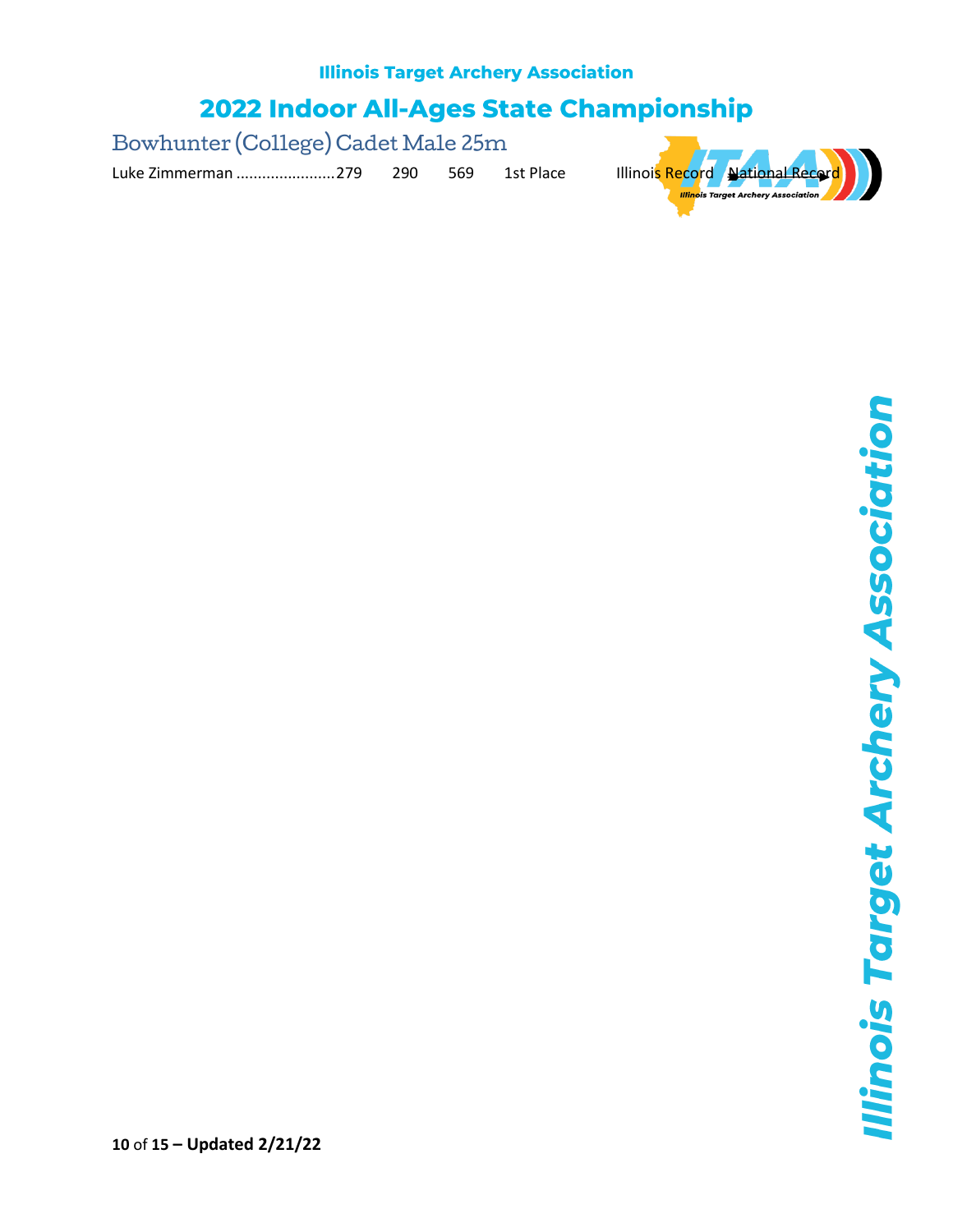Illinois Target Archery Association

# 2022 Indoor All-Ages State Championship

## Bowhunter (College) Cadet Male 25m

Luke Zimmerman ......................279 290 569 1st Place Illinois Record ~~National Record~~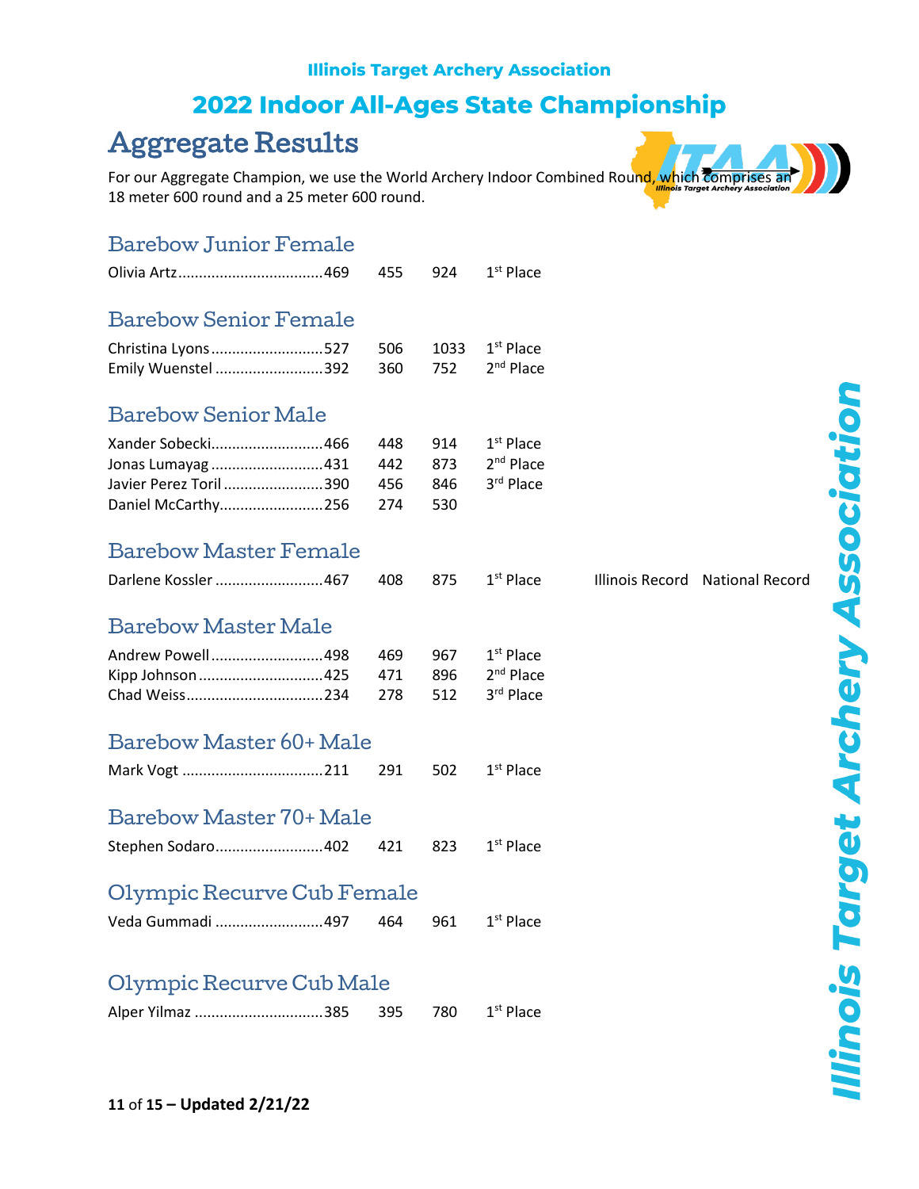**Illinois Target Archery Association**

## 2022 Indoor All-Ages State Championship

# Aggregate Results

For our Aggregate Champion, we use the World Archery Indoor Combined Round, which comprises an 18 meter 600 round and a 25 meter 600 round.

### Barebow Junior Female

| Name | 18m | 25m | Total | Place | | |
|---|---|---|---|---|---|---|
| Olivia Artz | 469 | 455 | 924 | 1st Place | | |

### Barebow Senior Female

| Name | 18m | 25m | Total | Place | | |
|---|---|---|---|---|---|---|
| Christina Lyons | 527 | 506 | 1033 | 1st Place | | |
| Emily Wuenstel | 392 | 360 | 752 | 2nd Place | | |

### Barebow Senior Male

| Name | 18m | 25m | Total | Place | | |
|---|---|---|---|---|---|---|
| Xander Sobecki | 466 | 448 | 914 | 1st Place | | |
| Jonas Lumayag | 431 | 442 | 873 | 2nd Place | | |
| Javier Perez Toril | 390 | 456 | 846 | 3rd Place | | |
| Daniel McCarthy | 256 | 274 | 530 | | | |

### Barebow Master Female

| Name | 18m | 25m | Total | Place | | |
|---|---|---|---|---|---|---|
| Darlene Kossler | 467 | 408 | 875 | 1st Place | Illinois Record | National Record |

### Barebow Master Male

| Name | 18m | 25m | Total | Place | | |
|---|---|---|---|---|---|---|
| Andrew Powell | 498 | 469 | 967 | 1st Place | | |
| Kipp Johnson | 425 | 471 | 896 | 2nd Place | | |
| Chad Weiss | 234 | 278 | 512 | 3rd Place | | |

### Barebow Master 60+ Male

| Name | 18m | 25m | Total | Place | | |
|---|---|---|---|---|---|---|
| Mark Vogt | 211 | 291 | 502 | 1st Place | | |

### Barebow Master 70+ Male

| Name | 18m | 25m | Total | Place | | |
|---|---|---|---|---|---|---|
| Stephen Sodaro | 402 | 421 | 823 | 1st Place | | |

### Olympic Recurve Cub Female

| Name | 18m | 25m | Total | Place | | |
|---|---|---|---|---|---|---|
| Veda Gummadi | 497 | 464 | 961 | 1st Place | | |

### Olympic Recurve Cub Male

| Name | 18m | 25m | Total | Place | | |
|---|---|---|---|---|---|---|
| Alper Yilmaz | 385 | 395 | 780 | 1st Place | | |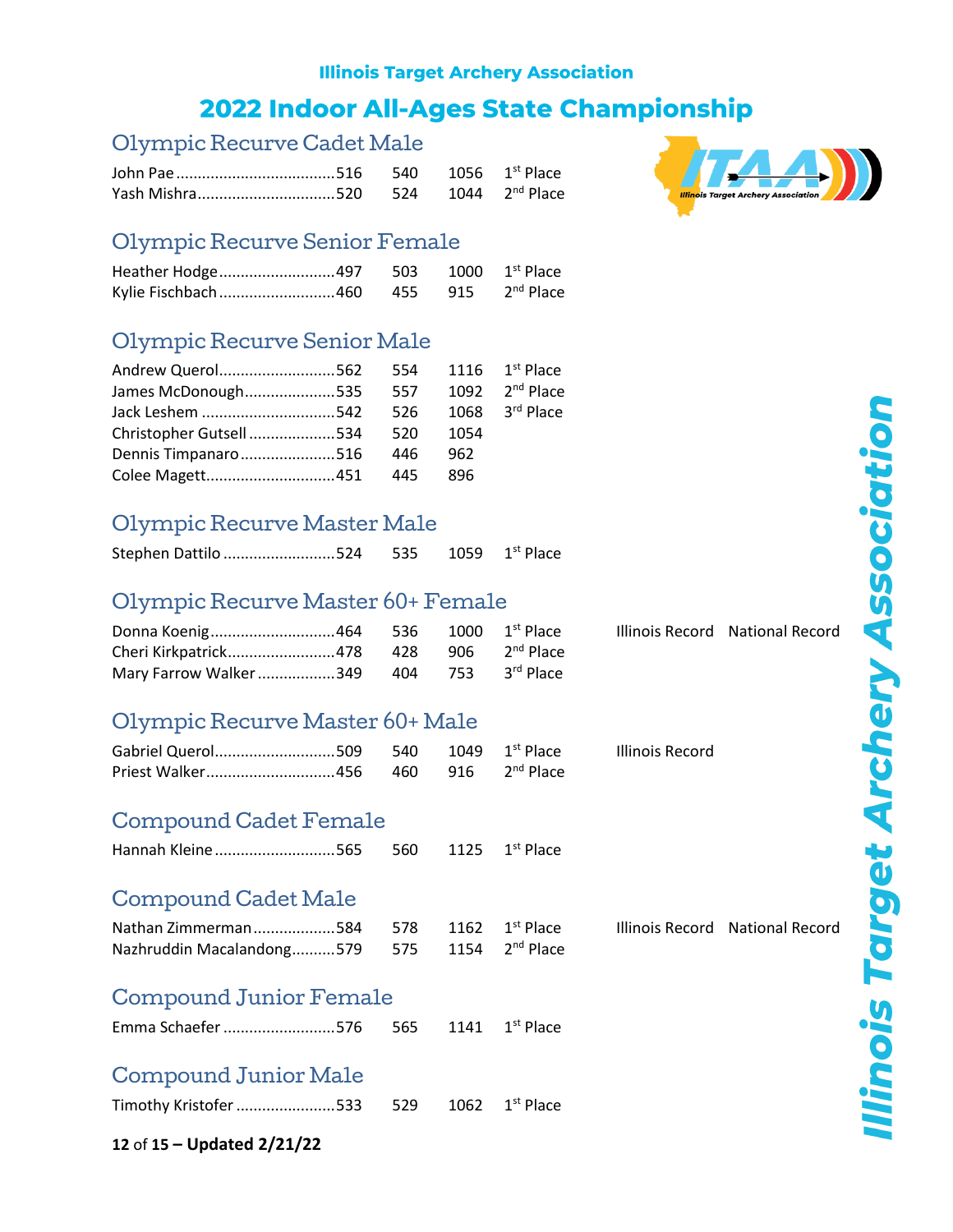## Illinois Target Archery Association

# 2022 Indoor All-Ages State Championship

### Olympic Recurve Cadet Male

| Name | Score 1 | Score 2 | Total | Place | | |
|---|---|---|---|---|---|---|
| John Pae | 516 | 540 | 1056 | 1st Place | | |
| Yash Mishra | 520 | 524 | 1044 | 2nd Place | | |

### Olympic Recurve Senior Female

| Name | Score 1 | Score 2 | Total | Place | | |
|---|---|---|---|---|---|---|
| Heather Hodge | 497 | 503 | 1000 | 1st Place | | |
| Kylie Fischbach | 460 | 455 | 915 | 2nd Place | | |

### Olympic Recurve Senior Male

| Name | Score 1 | Score 2 | Total | Place | | |
|---|---|---|---|---|---|---|
| Andrew Querol | 562 | 554 | 1116 | 1st Place | | |
| James McDonough | 535 | 557 | 1092 | 2nd Place | | |
| Jack Leshem | 542 | 526 | 1068 | 3rd Place | | |
| Christopher Gutsell | 534 | 520 | 1054 | | | |
| Dennis Timpanaro | 516 | 446 | 962 | | | |
| Colee Magett | 451 | 445 | 896 | | | |

### Olympic Recurve Master Male

| Name | Score 1 | Score 2 | Total | Place | | |
|---|---|---|---|---|---|---|
| Stephen Dattilo | 524 | 535 | 1059 | 1st Place | | |

### Olympic Recurve Master 60+ Female

| Name | Score 1 | Score 2 | Total | Place | | |
|---|---|---|---|---|---|---|
| Donna Koenig | 464 | 536 | 1000 | 1st Place | Illinois Record | National Record |
| Cheri Kirkpatrick | 478 | 428 | 906 | 2nd Place | | |
| Mary Farrow Walker | 349 | 404 | 753 | 3rd Place | | |

### Olympic Recurve Master 60+ Male

| Name | Score 1 | Score 2 | Total | Place | | |
|---|---|---|---|---|---|---|
| Gabriel Querol | 509 | 540 | 1049 | 1st Place | Illinois Record | |
| Priest Walker | 456 | 460 | 916 | 2nd Place | | |

### Compound Cadet Female

| Name | Score 1 | Score 2 | Total | Place | | |
|---|---|---|---|---|---|---|
| Hannah Kleine | 565 | 560 | 1125 | 1st Place | | |

### Compound Cadet Male

| Name | Score 1 | Score 2 | Total | Place | | |
|---|---|---|---|---|---|---|
| Nathan Zimmerman | 584 | 578 | 1162 | 1st Place | Illinois Record | National Record |
| Nazhruddin Macalandong | 579 | 575 | 1154 | 2nd Place | | |

### Compound Junior Female

| Name | Score 1 | Score 2 | Total | Place | | |
|---|---|---|---|---|---|---|
| Emma Schaefer | 576 | 565 | 1141 | 1st Place | | |

### Compound Junior Male

| Name | Score 1 | Score 2 | Total | Place | | |
|---|---|---|---|---|---|---|
| Timothy Kristofer | 533 | 529 | 1062 | 1st Place | | |

**Updated 2/21/22**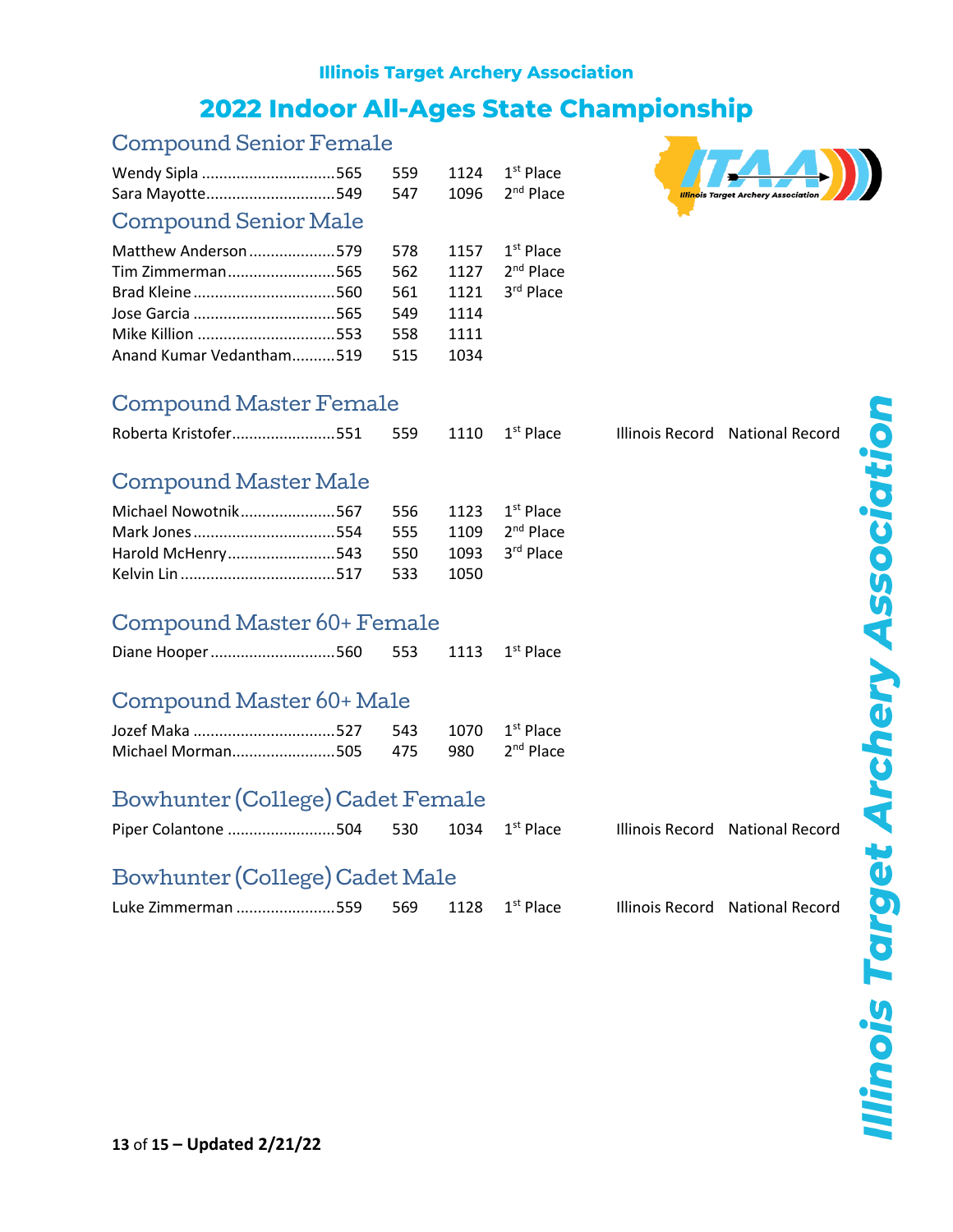**Illinois Target Archery Association**

# 2022 Indoor All-Ages State Championship

## Compound Senior Female

| Name | Score 1 | Score 2 | Total | Place | | |
|---|---|---|---|---|---|---|
| Wendy Sipla | 565 | 559 | 1124 | 1st Place | | |
| Sara Mayotte | 549 | 547 | 1096 | 2nd Place | | |

## Compound Senior Male

| Name | Score 1 | Score 2 | Total | Place | | |
|---|---|---|---|---|---|---|
| Matthew Anderson | 579 | 578 | 1157 | 1st Place | | |
| Tim Zimmerman | 565 | 562 | 1127 | 2nd Place | | |
| Brad Kleine | 560 | 561 | 1121 | 3rd Place | | |
| Jose Garcia | 565 | 549 | 1114 | | | |
| Mike Killion | 553 | 558 | 1111 | | | |
| Anand Kumar Vedantham | 519 | 515 | 1034 | | | |

## Compound Master Female

| Name | Score 1 | Score 2 | Total | Place | | |
|---|---|---|---|---|---|---|
| Roberta Kristofer | 551 | 559 | 1110 | 1st Place | Illinois Record | National Record |

## Compound Master Male

| Name | Score 1 | Score 2 | Total | Place | | |
|---|---|---|---|---|---|---|
| Michael Nowotnik | 567 | 556 | 1123 | 1st Place | | |
| Mark Jones | 554 | 555 | 1109 | 2nd Place | | |
| Harold McHenry | 543 | 550 | 1093 | 3rd Place | | |
| Kelvin Lin | 517 | 533 | 1050 | | | |

## Compound Master 60+ Female

| Name | Score 1 | Score 2 | Total | Place | | |
|---|---|---|---|---|---|---|
| Diane Hooper | 560 | 553 | 1113 | 1st Place | | |

## Compound Master 60+ Male

| Name | Score 1 | Score 2 | Total | Place | | |
|---|---|---|---|---|---|---|
| Jozef Maka | 527 | 543 | 1070 | 1st Place | | |
| Michael Morman | 505 | 475 | 980 | 2nd Place | | |

## Bowhunter (College) Cadet Female

| Name | Score 1 | Score 2 | Total | Place | | |
|---|---|---|---|---|---|---|
| Piper Colantone | 504 | 530 | 1034 | 1st Place | Illinois Record | National Record |

## Bowhunter (College) Cadet Male

| Name | Score 1 | Score 2 | Total | Place | | |
|---|---|---|---|---|---|---|
| Luke Zimmerman | 559 | 569 | 1128 | 1st Place | Illinois Record | National Record |

**Updated 2/21/22**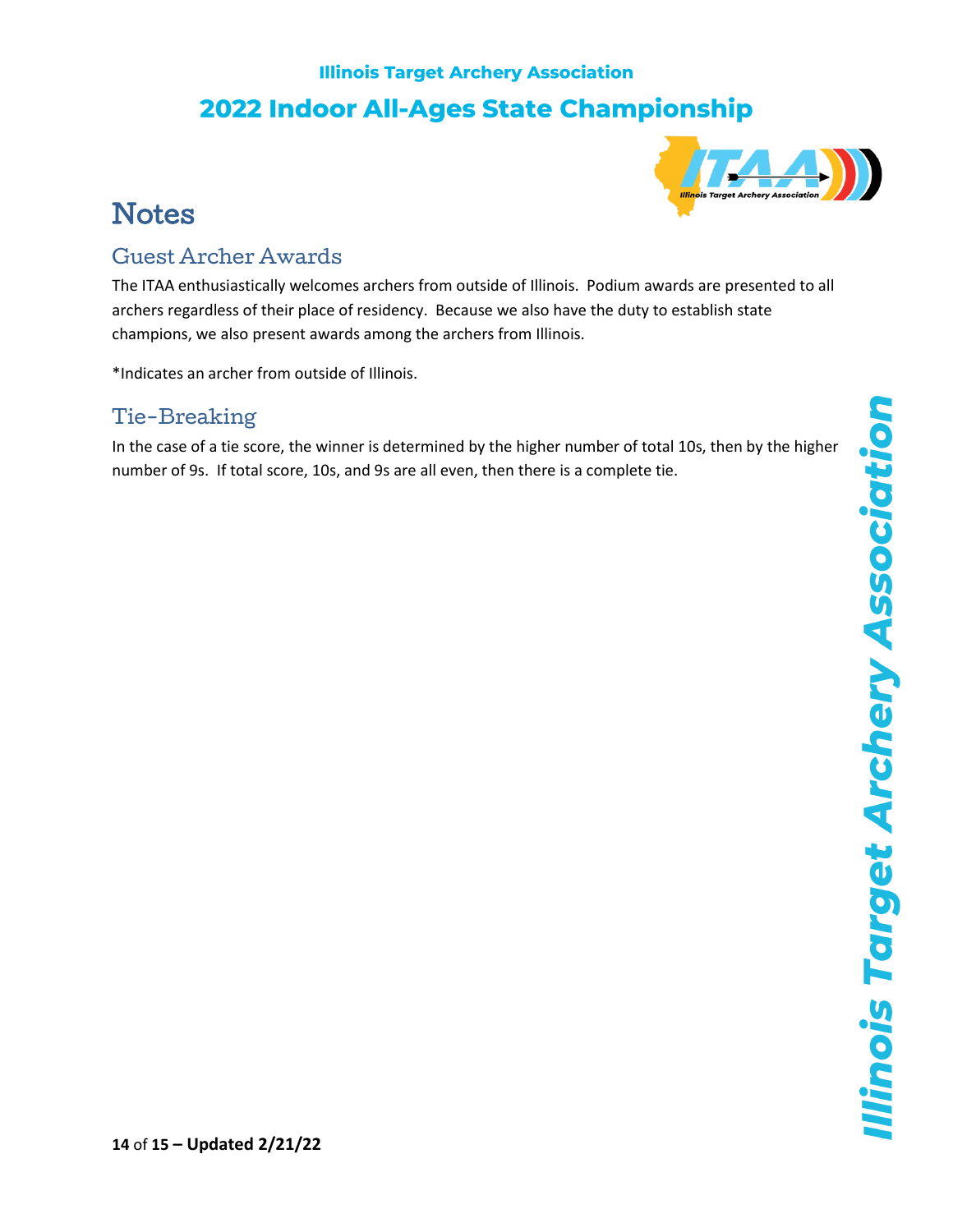# Notes

## Guest Archer Awards

The ITAA enthusiastically welcomes archers from outside of Illinois. Podium awards are presented to all archers regardless of their place of residency. Because we also have the duty to establish state champions, we also present awards among the archers from Illinois.

*Indicates an archer from outside of Illinois.

## Tie-Breaking

In the case of a tie score, the winner is determined by the higher number of total 10s, then by the higher number of 9s. If total score, 10s, and 9s are all even, then there is a complete tie.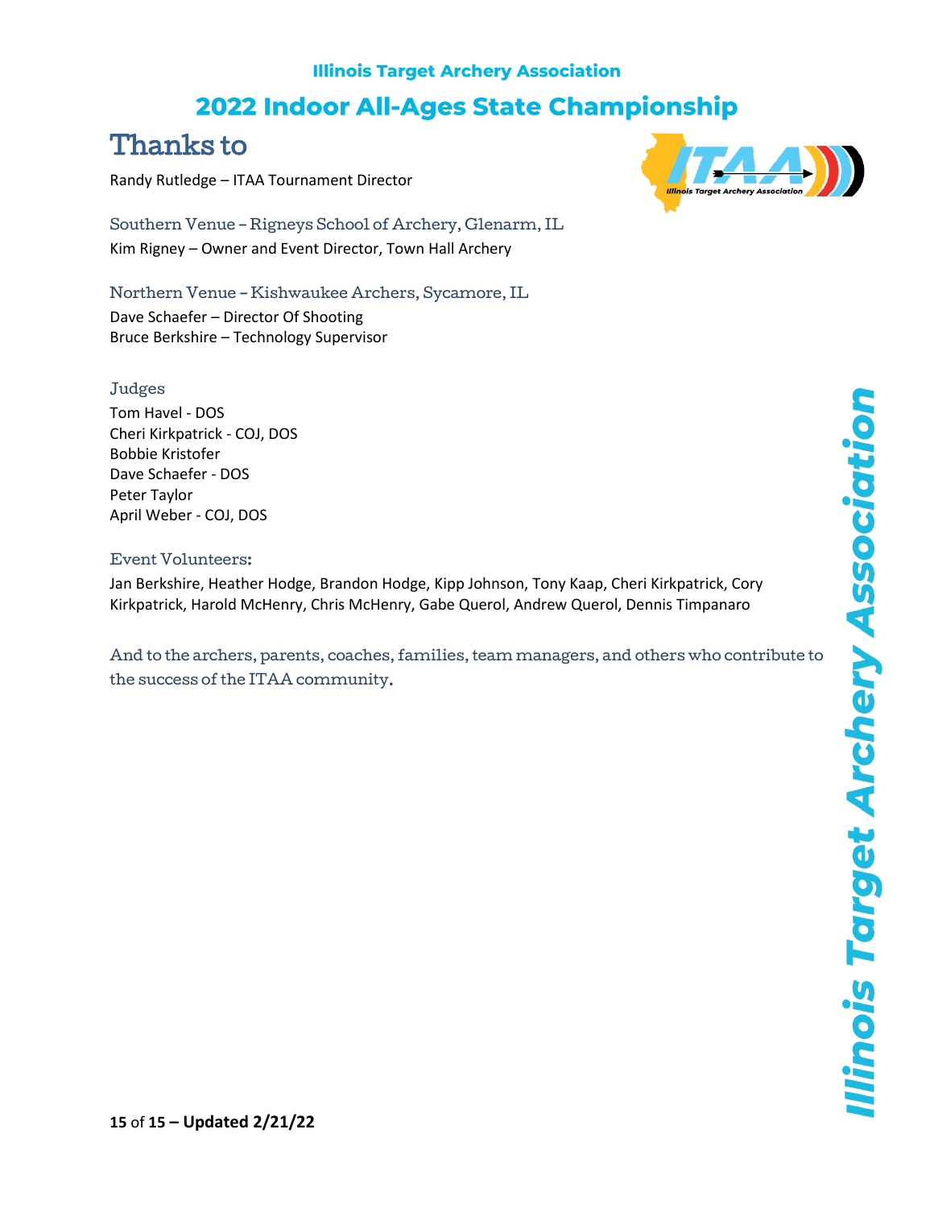Illinois Target Archery Association

## 2022 Indoor All-Ages State Championship

# Thanks to

Randy Rutledge – ITAA Tournament Director

### Southern Venue – Rigneys School of Archery, Glenarm, IL

Kim Rigney – Owner and Event Director, Town Hall Archery

### Northern Venue – Kishwaukee Archers, Sycamore, IL

Dave Schaefer – Director Of Shooting
Bruce Berkshire – Technology Supervisor

### Judges

Tom Havel - DOS
Cheri Kirkpatrick - COJ, DOS
Bobbie Kristofer
Dave Schaefer - DOS
Peter Taylor
April Weber - COJ, DOS

### Event Volunteers:

Jan Berkshire, Heather Hodge, Brandon Hodge, Kipp Johnson, Tony Kaap, Cheri Kirkpatrick, Cory Kirkpatrick, Harold McHenry, Chris McHenry, Gabe Querol, Andrew Querol, Dennis Timpanaro

And to the archers, parents, coaches, families, team managers, and others who contribute to the success of the ITAA community.